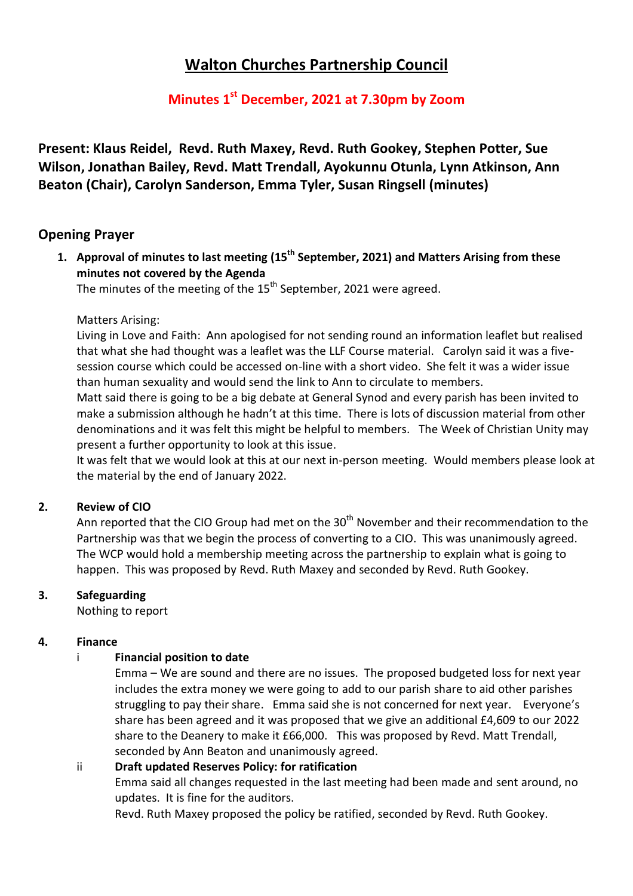# Walton Churches Partnership Council

## Minutes 1st December, 2021 at 7.30pm by Zoom

**Present: Klaus Reidel, Revd. Ruth Maxey, Revd. Ruth Gookey, Stephen Potter, Sue Wilson, Jonathan Bailey, Revd. Matt Trendall, Ayokunnu Otunla, Lynn Atkinson, Ann Beaton (Chair), Carolyn Sanderson, Emma Tyler, Susan Ringsell (minutes)**

## Opening Prayer

1. **Approval of minutes to last meeting (15th September, 2021) and Matters Arising from these minutes not covered by the Agenda**

   The minutes of the meeting of the 15th September, 2021 were agreed.

   Matters Arising:

   Living in Love and Faith: Ann apologised for not sending round an information leaflet but realised that what she had thought was a leaflet was the LLF Course material. Carolyn said it was a five-session course which could be accessed on-line with a short video. She felt it was a wider issue than human sexuality and would send the link to Ann to circulate to members.

   Matt said there is going to be a big debate at General Synod and every parish has been invited to make a submission although he hadn't at this time. There is lots of discussion material from other denominations and it was felt this might be helpful to members. The Week of Christian Unity may present a further opportunity to look at this issue.

   It was felt that we would look at this at our next in-person meeting. Would members please look at the material by the end of January 2022.

2. **Review of CIO**

   Ann reported that the CIO Group had met on the 30th November and their recommendation to the Partnership was that we begin the process of converting to a CIO. This was unanimously agreed. The WCP would hold a membership meeting across the partnership to explain what is going to happen. This was proposed by Revd. Ruth Maxey and seconded by Revd. Ruth Gookey.

3. **Safeguarding**

   Nothing to report

4. **Finance**

   i **Financial position to date**

   Emma – We are sound and there are no issues. The proposed budgeted loss for next year includes the extra money we were going to add to our parish share to aid other parishes struggling to pay their share. Emma said she is not concerned for next year. Everyone's share has been agreed and it was proposed that we give an additional £4,609 to our 2022 share to the Deanery to make it £66,000. This was proposed by Revd. Matt Trendall, seconded by Ann Beaton and unanimously agreed.

   ii **Draft updated Reserves Policy: for ratification**

   Emma said all changes requested in the last meeting had been made and sent around, no updates. It is fine for the auditors.

   Revd. Ruth Maxey proposed the policy be ratified, seconded by Revd. Ruth Gookey.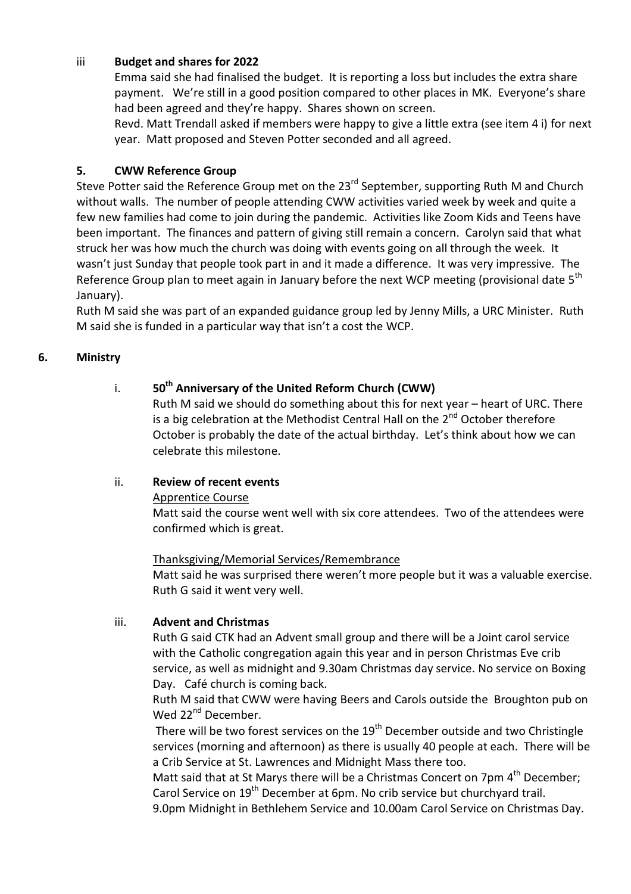iii **Budget and shares for 2022**

Emma said she had finalised the budget. It is reporting a loss but includes the extra share payment. We're still in a good position compared to other places in MK. Everyone's share had been agreed and they're happy. Shares shown on screen.

Revd. Matt Trendall asked if members were happy to give a little extra (see item 4 i) for next year. Matt proposed and Steven Potter seconded and all agreed.

### 5. CWW Reference Group

Steve Potter said the Reference Group met on the 23rd September, supporting Ruth M and Church without walls. The number of people attending CWW activities varied week by week and quite a few new families had come to join during the pandemic. Activities like Zoom Kids and Teens have been important. The finances and pattern of giving still remain a concern. Carolyn said that what struck her was how much the church was doing with events going on all through the week. It wasn't just Sunday that people took part in and it made a difference. It was very impressive. The Reference Group plan to meet again in January before the next WCP meeting (provisional date 5th January).

Ruth M said she was part of an expanded guidance group led by Jenny Mills, a URC Minister. Ruth M said she is funded in a particular way that isn't a cost the WCP.

### 6. Ministry

i. **50th Anniversary of the United Reform Church (CWW)**

Ruth M said we should do something about this for next year – heart of URC. There is a big celebration at the Methodist Central Hall on the 2nd October therefore October is probably the date of the actual birthday. Let's think about how we can celebrate this milestone.

ii. **Review of recent events**

Apprentice Course

Matt said the course went well with six core attendees. Two of the attendees were confirmed which is great.

Thanksgiving/Memorial Services/Remembrance

Matt said he was surprised there weren't more people but it was a valuable exercise. Ruth G said it went very well.

iii. **Advent and Christmas**

Ruth G said CTK had an Advent small group and there will be a Joint carol service with the Catholic congregation again this year and in person Christmas Eve crib service, as well as midnight and 9.30am Christmas day service. No service on Boxing Day. Café church is coming back.

Ruth M said that CWW were having Beers and Carols outside the Broughton pub on Wed 22nd December.

There will be two forest services on the 19th December outside and two Christingle services (morning and afternoon) as there is usually 40 people at each. There will be a Crib Service at St. Lawrences and Midnight Mass there too.

Matt said that at St Marys there will be a Christmas Concert on 7pm 4th December; Carol Service on 19th December at 6pm. No crib service but churchyard trail. 9.0pm Midnight in Bethlehem Service and 10.00am Carol Service on Christmas Day.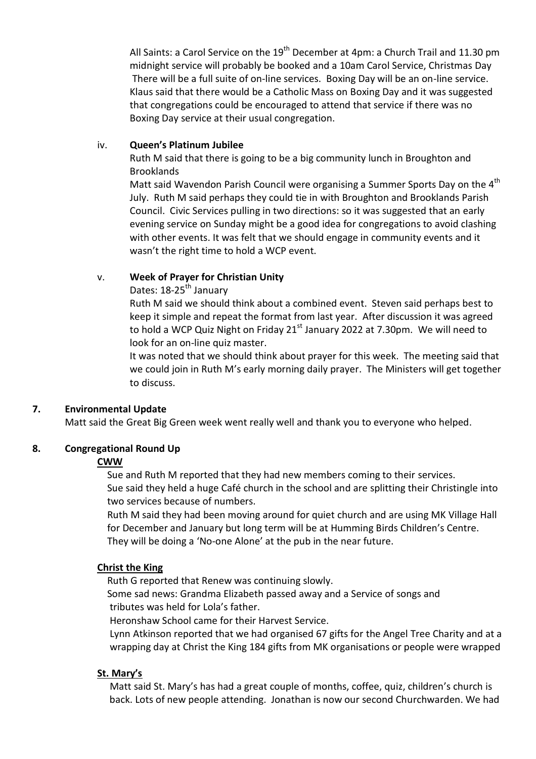All Saints: a Carol Service on the 19th December at 4pm: a Church Trail and 11.30 pm midnight service will probably be booked and a 10am Carol Service, Christmas Day There will be a full suite of on-line services. Boxing Day will be an on-line service. Klaus said that there would be a Catholic Mass on Boxing Day and it was suggested that congregations could be encouraged to attend that service if there was no Boxing Day service at their usual congregation.

iv. **Queen's Platinum Jubilee**

Ruth M said that there is going to be a big community lunch in Broughton and Brooklands

Matt said Wavendon Parish Council were organising a Summer Sports Day on the 4th July. Ruth M said perhaps they could tie in with Broughton and Brooklands Parish Council. Civic Services pulling in two directions: so it was suggested that an early evening service on Sunday might be a good idea for congregations to avoid clashing with other events. It was felt that we should engage in community events and it wasn't the right time to hold a WCP event.

v. **Week of Prayer for Christian Unity**

Dates: 18-25th January

Ruth M said we should think about a combined event. Steven said perhaps best to keep it simple and repeat the format from last year. After discussion it was agreed to hold a WCP Quiz Night on Friday 21st January 2022 at 7.30pm. We will need to look for an on-line quiz master.

It was noted that we should think about prayer for this week. The meeting said that we could join in Ruth M's early morning daily prayer. The Ministers will get together to discuss.

**7. Environmental Update**

Matt said the Great Big Green week went really well and thank you to everyone who helped.

**8. Congregational Round Up**

**CWW**

Sue and Ruth M reported that they had new members coming to their services.
Sue said they held a huge Café church in the school and are splitting their Christingle into two services because of numbers.
Ruth M said they had been moving around for quiet church and are using MK Village Hall for December and January but long term will be at Humming Birds Children's Centre.
They will be doing a 'No-one Alone' at the pub in the near future.

**Christ the King**

Ruth G reported that Renew was continuing slowly.
Some sad news: Grandma Elizabeth passed away and a Service of songs and tributes was held for Lola's father.
Heronshaw School came for their Harvest Service.
Lynn Atkinson reported that we had organised 67 gifts for the Angel Tree Charity and at a wrapping day at Christ the King 184 gifts from MK organisations or people were wrapped

**St. Mary's**

Matt said St. Mary's has had a great couple of months, coffee, quiz, children's church is back. Lots of new people attending. Jonathan is now our second Churchwarden. We had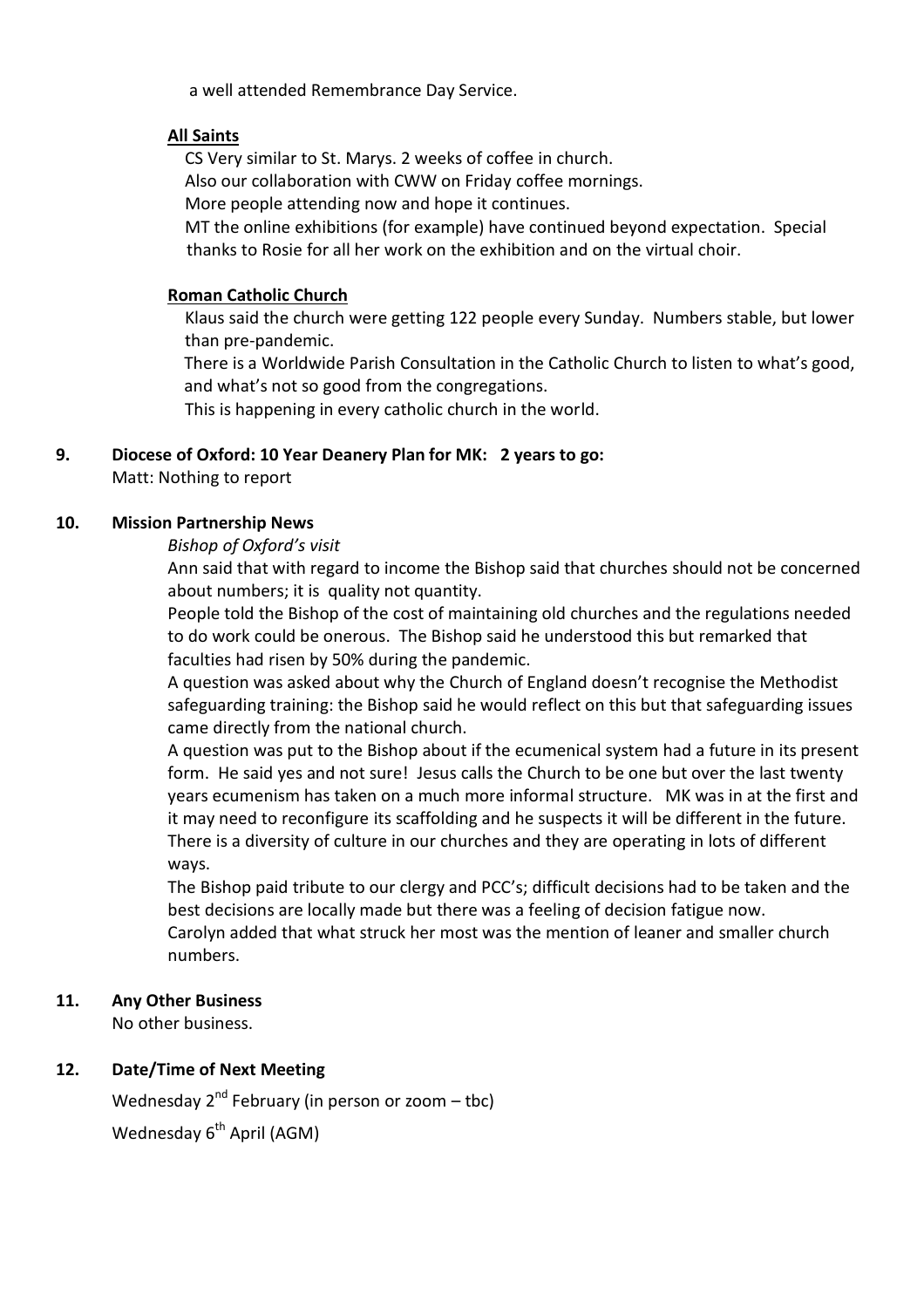a well attended Remembrance Day Service.

**All Saints**

CS Very similar to St. Marys. 2 weeks of coffee in church.
Also our collaboration with CWW on Friday coffee mornings.
More people attending now and hope it continues.
MT the online exhibitions (for example) have continued beyond expectation. Special thanks to Rosie for all her work on the exhibition and on the virtual choir.

**Roman Catholic Church**

Klaus said the church were getting 122 people every Sunday. Numbers stable, but lower than pre-pandemic.
There is a Worldwide Parish Consultation in the Catholic Church to listen to what's good, and what's not so good from the congregations.
This is happening in every catholic church in the world.

## 9. Diocese of Oxford: 10 Year Deanery Plan for MK: 2 years to go:

Matt: Nothing to report

## 10. Mission Partnership News

*Bishop of Oxford's visit*

Ann said that with regard to income the Bishop said that churches should not be concerned about numbers; it is quality not quantity.

People told the Bishop of the cost of maintaining old churches and the regulations needed to do work could be onerous. The Bishop said he understood this but remarked that faculties had risen by 50% during the pandemic.

A question was asked about why the Church of England doesn't recognise the Methodist safeguarding training: the Bishop said he would reflect on this but that safeguarding issues came directly from the national church.

A question was put to the Bishop about if the ecumenical system had a future in its present form. He said yes and not sure! Jesus calls the Church to be one but over the last twenty years ecumenism has taken on a much more informal structure. MK was in at the first and it may need to reconfigure its scaffolding and he suspects it will be different in the future. There is a diversity of culture in our churches and they are operating in lots of different ways.

The Bishop paid tribute to our clergy and PCC's; difficult decisions had to be taken and the best decisions are locally made but there was a feeling of decision fatigue now.

Carolyn added that what struck her most was the mention of leaner and smaller church numbers.

## 11. Any Other Business

No other business.

## 12. Date/Time of Next Meeting

Wednesday 2nd February (in person or zoom – tbc)

Wednesday 6th April (AGM)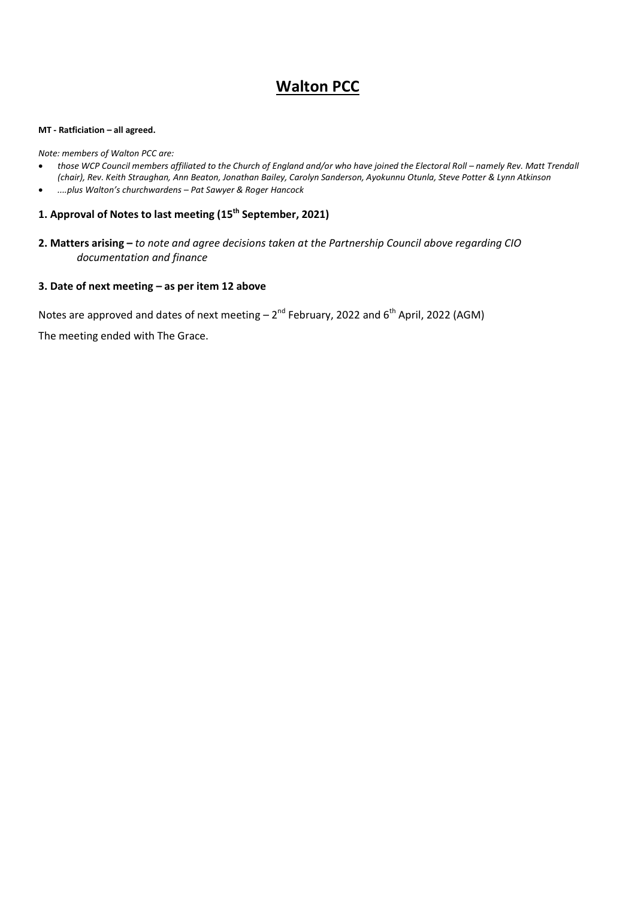# Walton PCC

**MT - Ratficiation – all agreed.**

*Note: members of Walton PCC are:*

- *those WCP Council members affiliated to the Church of England and/or who have joined the Electoral Roll – namely Rev. Matt Trendall (chair), Rev. Keith Straughan, Ann Beaton, Jonathan Bailey, Carolyn Sanderson, Ayokunnu Otunla, Steve Potter & Lynn Atkinson*
- *....plus Walton's churchwardens – Pat Sawyer & Roger Hancock*

### 1. Approval of Notes to last meeting (15th September, 2021)

**2. Matters arising –** *to note and agree decisions taken at the Partnership Council above regarding CIO documentation and finance*

### 3. Date of next meeting – as per item 12 above

Notes are approved and dates of next meeting – 2nd February, 2022 and 6th April, 2022 (AGM)

The meeting ended with The Grace.